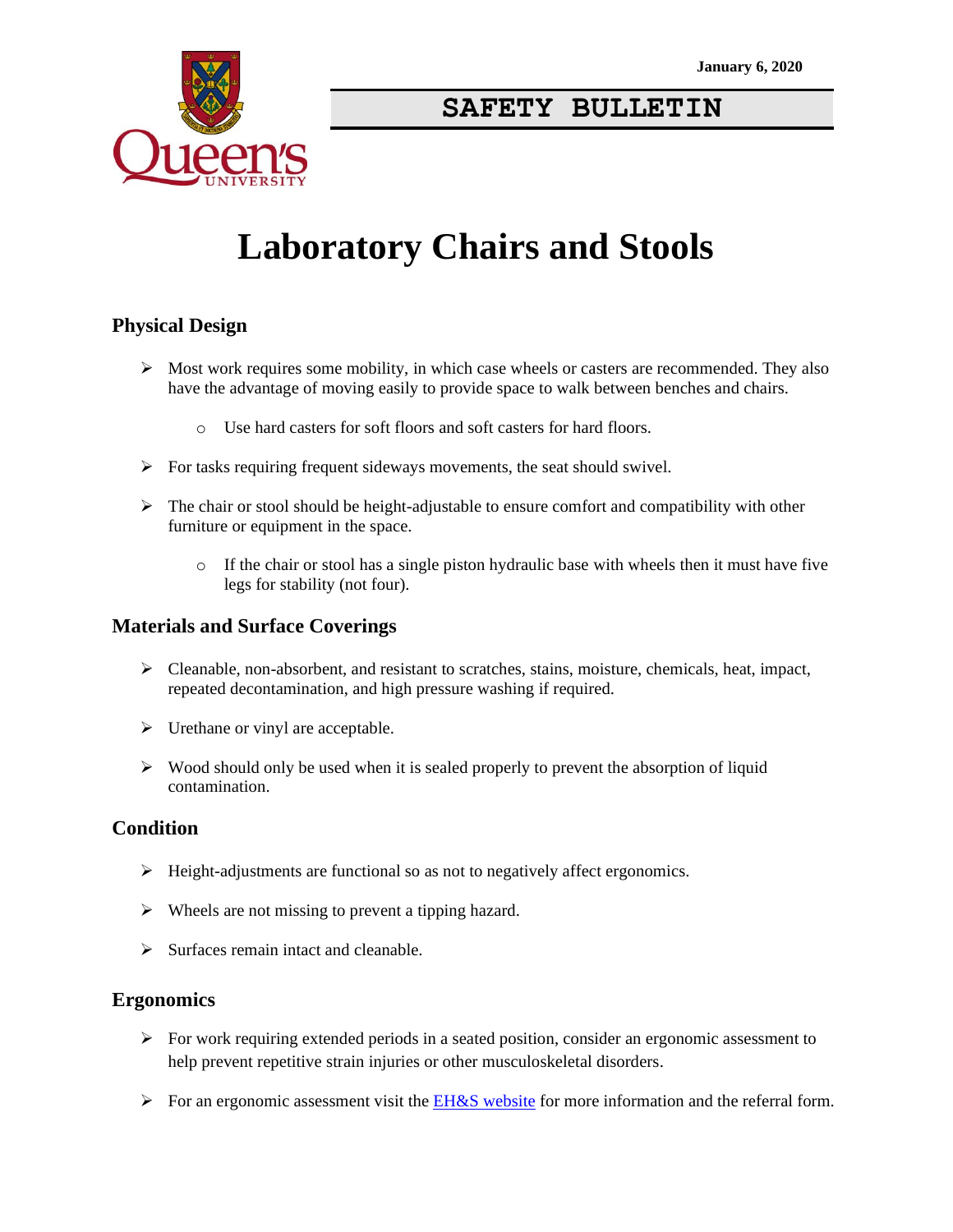January 6, 2020

**SAFETY BULLETIN**

# Laboratory Chairs and Stools

## Physical Design

- Most work requires some mobility, in which case wheels or casters are recommended. They also have the advantage of moving easily to provide space to walk between benches and chairs.
  - Use hard casters for soft floors and soft casters for hard floors.
- For tasks requiring frequent sideways movements, the seat should swivel.
- The chair or stool should be height-adjustable to ensure comfort and compatibility with other furniture or equipment in the space.
  - If the chair or stool has a single piston hydraulic base with wheels then it must have five legs for stability (not four).

## Materials and Surface Coverings

- Cleanable, non-absorbent, and resistant to scratches, stains, moisture, chemicals, heat, impact, repeated decontamination, and high pressure washing if required.
- Urethane or vinyl are acceptable.
- Wood should only be used when it is sealed properly to prevent the absorption of liquid contamination.

## Condition

- Height-adjustments are functional so as not to negatively affect ergonomics.
- Wheels are not missing to prevent a tipping hazard.
- Surfaces remain intact and cleanable.

## Ergonomics

- For work requiring extended periods in a seated position, consider an ergonomic assessment to help prevent repetitive strain injuries or other musculoskeletal disorders.
- For an ergonomic assessment visit the EH&S website for more information and the referral form.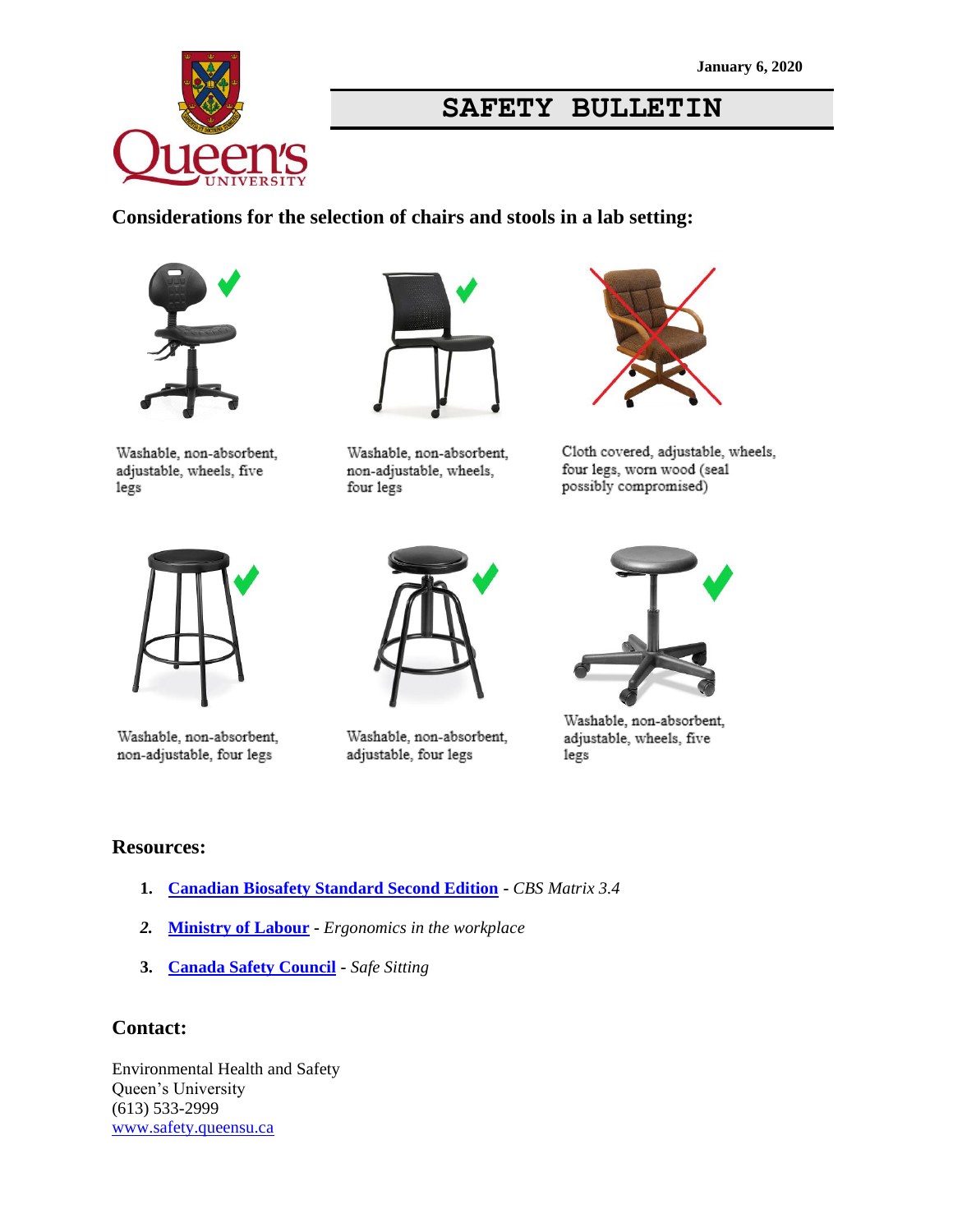January 6, 2020

# SAFETY BULLETIN

**Considerations for the selection of chairs and stools in a lab setting:**

Washable, non-absorbent, adjustable, wheels, five legs

Washable, non-absorbent, non-adjustable, wheels, four legs

Cloth covered, adjustable, wheels, four legs, worn wood (seal possibly compromised)

Washable, non-absorbent, non-adjustable, four legs

Washable, non-absorbent, adjustable, four legs

Washable, non-absorbent, adjustable, wheels, five legs

## Resources:

1. **Canadian Biosafety Standard Second Edition** - *CBS Matrix 3.4*
2. **Ministry of Labour** - *Ergonomics in the workplace*
3. **Canada Safety Council** - *Safe Sitting*

## Contact:

Environmental Health and Safety
Queen's University
(613) 533-2999
www.safety.queensu.ca